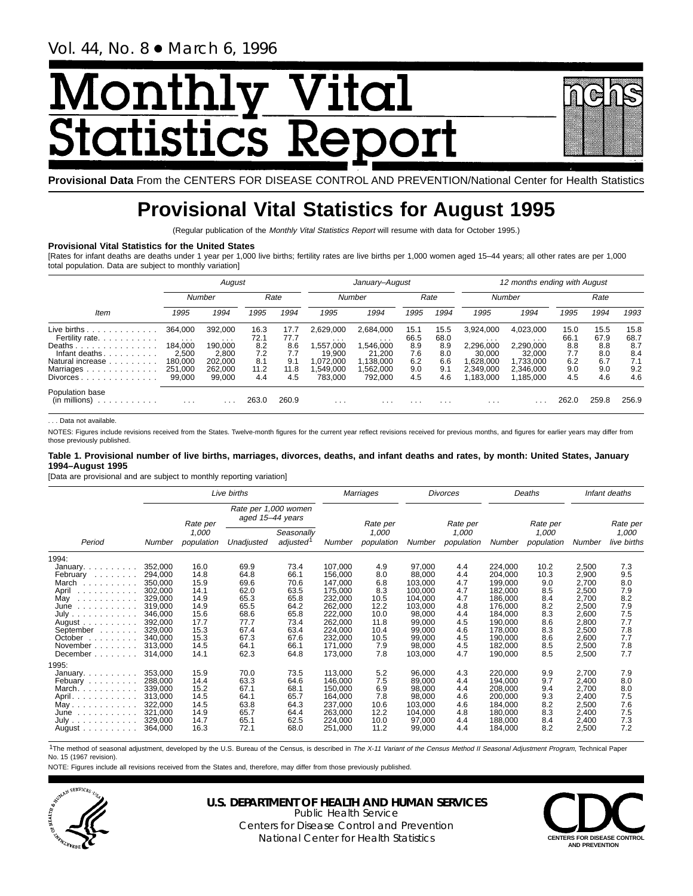Vol. 44, No. 8 • March 6, 1996

# Monthly Vital Statistics Report

**Provisional Data** From the CENTERS FOR DISEASE CONTROL AND PREVENTION/National Center for Health Statistics

# Provisional Vital Statistics for August 1995

(Regular publication of the *Monthly Vital Statistics Report* will resume with data for October 1995.)

**Provisional Vital Statistics for the United States**

[Rates for infant deaths are deaths under 1 year per 1,000 live births; fertility rates are live births per 1,000 women aged 15–44 years; all other rates are per 1,000 total population. Data are subject to monthly variation]

| Item | August | | | | January–August | | | | 12 months ending with August | | | | |
|---|---|---|---|---|---|---|---|---|---|---|---|---|---|
| | Number | | Rate | | Number | | Rate | | Number | | Rate | | |
| | 1995 | 1994 | 1995 | 1994 | 1995 | 1994 | 1995 | 1994 | 1995 | 1994 | 1995 | 1994 | 1993 |
| Live births | 364,000 | 392,000 | 16.3 | 17.7 | 2,629,000 | 2,684,000 | 15.1 | 15.5 | 3,924,000 | 4,023,000 | 15.0 | 15.5 | 15.8 |
| Fertility rate | . . . | . . . | 72.1 | 77.7 | . . . | . . . | 66.5 | 68.0 | . . . | . . . | 66.1 | 67.9 | 68.7 |
| Deaths | 184,000 | 190,000 | 8.2 | 8.6 | 1,557,000 | 1,546,000 | 8.9 | 8.9 | 2,296,000 | 2,290,000 | 8.8 | 8.8 | 8.7 |
| Infant deaths | 2,500 | 2,800 | 7.2 | 7.7 | 19,900 | 21,200 | 7.6 | 8.0 | 30,000 | 32,000 | 7.7 | 8.0 | 8.4 |
| Natural increase | 180,000 | 202,000 | 8.1 | 9.1 | 1,072,000 | 1,138,000 | 6.2 | 6.6 | 1,628,000 | 1,733,000 | 6.2 | 6.7 | 7.1 |
| Marriages | 251,000 | 262,000 | 11.2 | 11.8 | 1,549,000 | 1,562,000 | 9.0 | 9.1 | 2,349,000 | 2,346,000 | 9.0 | 9.0 | 9.2 |
| Divorces | 99,000 | 99,000 | 4.4 | 4.5 | 783,000 | 792,000 | 4.5 | 4.6 | 1,183,000 | 1,185,000 | 4.5 | 4.6 | 4.6 |
| Population base (in millions) | . . . | . . . | 263.0 | 260.9 | . . . | . . . | . . . | . . . | . . . | . . . | 262.0 | 259.8 | 256.9 |

. . . Data not available.

NOTES: Figures include revisions received from the States. Twelve-month figures for the current year reflect revisions received for previous months, and figures for earlier years may differ from those previously published.

**Table 1. Provisional number of live births, marriages, divorces, deaths, and infant deaths and rates, by month: United States, January 1994–August 1995**

[Data are provisional and are subject to monthly reporting variation]

| Period | Live births | | | | Marriages | | Divorces | | Deaths | | Infant deaths | |
|---|---|---|---|---|---|---|---|---|---|---|---|---|
| | Number | Rate per 1,000 population | Rate per 1,000 women aged 15–44 years: Unadjusted | Rate per 1,000 women aged 15–44 years: Seasonally adjusted[1] | Number | Rate per 1,000 population | Number | Rate per 1,000 population | Number | Rate per 1,000 population | Number | Rate per 1,000 live births |
| 1994: | | | | | | | | | | | | |
| January | 352,000 | 16.0 | 69.9 | 73.4 | 107,000 | 4.9 | 97,000 | 4.4 | 224,000 | 10.2 | 2,500 | 7.3 |
| February | 294,000 | 14.8 | 64.8 | 66.1 | 156,000 | 8.0 | 88,000 | 4.4 | 204,000 | 10.3 | 2,900 | 9.5 |
| March | 350,000 | 15.9 | 69.6 | 70.6 | 147,000 | 6.8 | 103,000 | 4.7 | 199,000 | 9.0 | 2,700 | 8.0 |
| April | 302,000 | 14.1 | 62.0 | 63.5 | 175,000 | 8.3 | 100,000 | 4.7 | 182,000 | 8.5 | 2,500 | 7.9 |
| May | 329,000 | 14.9 | 65.3 | 65.8 | 232,000 | 10.5 | 104,000 | 4.7 | 186,000 | 8.4 | 2,700 | 8.2 |
| June | 319,000 | 14.9 | 65.5 | 64.2 | 262,000 | 12.2 | 103,000 | 4.8 | 176,000 | 8.2 | 2,500 | 7.9 |
| July | 346,000 | 15.6 | 68.6 | 65.8 | 222,000 | 10.0 | 98,000 | 4.4 | 184,000 | 8.3 | 2,600 | 7.5 |
| August | 392,000 | 17.7 | 77.7 | 73.4 | 262,000 | 11.8 | 99,000 | 4.5 | 190,000 | 8.6 | 2,800 | 7.7 |
| September | 329,000 | 15.3 | 67.4 | 63.4 | 224,000 | 10.4 | 99,000 | 4.6 | 178,000 | 8.3 | 2,500 | 7.8 |
| October | 340,000 | 15.3 | 67.3 | 67.6 | 232,000 | 10.5 | 99,000 | 4.5 | 190,000 | 8.6 | 2,600 | 7.7 |
| November | 313,000 | 14.5 | 64.1 | 66.1 | 171,000 | 7.9 | 98,000 | 4.5 | 182,000 | 8.5 | 2,500 | 7.8 |
| December | 314,000 | 14.1 | 62.3 | 64.8 | 173,000 | 7.8 | 103,000 | 4.7 | 190,000 | 8.5 | 2,500 | 7.7 |
| 1995: | | | | | | | | | | | | |
| January | 353,000 | 15.9 | 70.0 | 73.5 | 113,000 | 5.2 | 96,000 | 4.3 | 220,000 | 9.9 | 2,700 | 7.9 |
| Febuary | 288,000 | 14.4 | 63.3 | 64.6 | 146,000 | 7.5 | 89,000 | 4.4 | 194,000 | 9.7 | 2,400 | 8.0 |
| March | 339,000 | 15.2 | 67.1 | 68.1 | 150,000 | 6.9 | 98,000 | 4.4 | 208,000 | 9.4 | 2,700 | 8.0 |
| April | 313,000 | 14.5 | 64.1 | 65.7 | 164,000 | 7.8 | 98,000 | 4.6 | 200,000 | 9.3 | 2,400 | 7.5 |
| May | 322,000 | 14.5 | 63.8 | 64.3 | 237,000 | 10.6 | 103,000 | 4.6 | 184,000 | 8.2 | 2,500 | 7.6 |
| June | 321,000 | 14.9 | 65.7 | 64.4 | 263,000 | 12.2 | 104,000 | 4.8 | 180,000 | 8.3 | 2,400 | 7.5 |
| July | 329,000 | 14.7 | 65.1 | 62.5 | 224,000 | 10.0 | 97,000 | 4.4 | 188,000 | 8.4 | 2,400 | 7.3 |
| August | 364,000 | 16.3 | 72.1 | 68.0 | 251,000 | 11.2 | 99,000 | 4.4 | 184,000 | 8.2 | 2,500 | 7.2 |

[1]The method of seasonal adjustment, developed by the U.S. Bureau of the Census, is described in *The X-11 Variant of the Census Method II Seasonal Adjustment Program*, Technical Paper No. 15 (1967 revision).

NOTE: Figures include all revisions received from the States and, therefore, may differ from those previously published.

**U.S. DEPARTMENT OF HEALTH AND HUMAN SERVICES**
Public Health Service
Centers for Disease Control and Prevention
National Center for Health Statistics

CENTERS FOR DISEASE CONTROL AND PREVENTION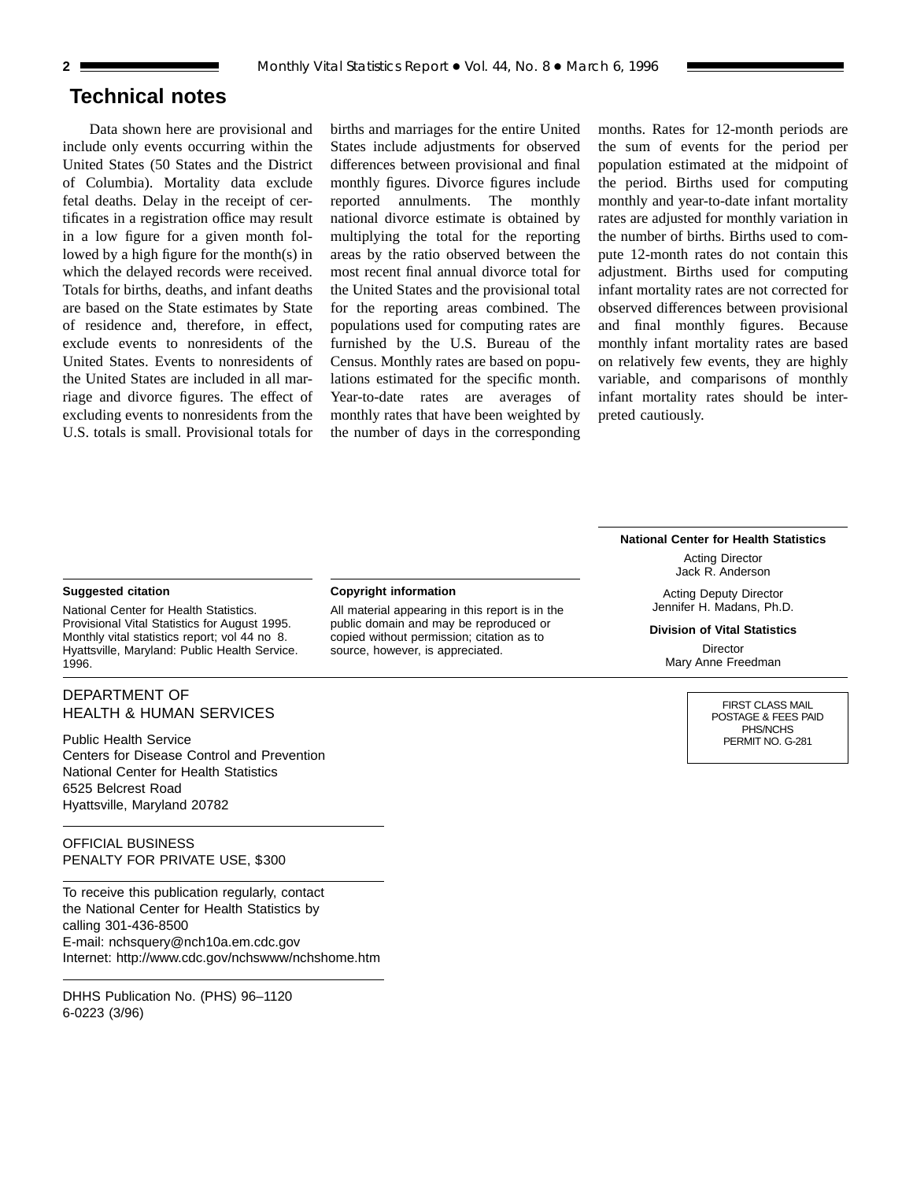## Technical notes

Data shown here are provisional and include only events occurring within the United States (50 States and the District of Columbia). Mortality data exclude fetal deaths. Delay in the receipt of certificates in a registration office may result in a low figure for a given month followed by a high figure for the month(s) in which the delayed records were received. Totals for births, deaths, and infant deaths are based on the State estimates by State of residence and, therefore, in effect, exclude events to nonresidents of the United States. Events to nonresidents of the United States are included in all marriage and divorce figures. The effect of excluding events to nonresidents from the U.S. totals is small. Provisional totals for births and marriages for the entire United States include adjustments for observed differences between provisional and final monthly figures. Divorce figures include reported annulments. The monthly national divorce estimate is obtained by multiplying the total for the reporting areas by the ratio observed between the most recent final annual divorce total for the United States and the provisional total for the reporting areas combined. The populations used for computing rates are furnished by the U.S. Bureau of the Census. Monthly rates are based on populations estimated for the specific month. Year-to-date rates are averages of monthly rates that have been weighted by the number of days in the corresponding months. Rates for 12-month periods are the sum of events for the period per population estimated at the midpoint of the period. Births used for computing monthly and year-to-date infant mortality rates are adjusted for monthly variation in the number of births. Births used to compute 12-month rates do not contain this adjustment. Births used for computing infant mortality rates are not corrected for observed differences between provisional and final monthly figures. Because monthly infant mortality rates are based on relatively few events, they are highly variable, and comparisons of monthly infant mortality rates should be interpreted cautiously.

**Suggested citation**

National Center for Health Statistics. Provisional Vital Statistics for August 1995. Monthly vital statistics report; vol 44 no 8. Hyattsville, Maryland: Public Health Service. 1996.

**Copyright information**

All material appearing in this report is in the public domain and may be reproduced or copied without permission; citation as to source, however, is appreciated.

**National Center for Health Statistics**

Acting Director
Jack R. Anderson

Acting Deputy Director
Jennifer H. Madans, Ph.D.

**Division of Vital Statistics**

Director
Mary Anne Freedman

DEPARTMENT OF
HEALTH & HUMAN SERVICES

Public Health Service
Centers for Disease Control and Prevention
National Center for Health Statistics
6525 Belcrest Road
Hyattsville, Maryland 20782

OFFICIAL BUSINESS
PENALTY FOR PRIVATE USE, $300

To receive this publication regularly, contact the National Center for Health Statistics by calling 301-436-8500
E-mail: nchsquery@nch10a.em.cdc.gov
Internet: http://www.cdc.gov/nchswww/nchshome.htm

DHHS Publication No. (PHS) 96–1120
6-0223 (3/96)

FIRST CLASS MAIL
POSTAGE & FEES PAID
PHS/NCHS
PERMIT NO. G-281